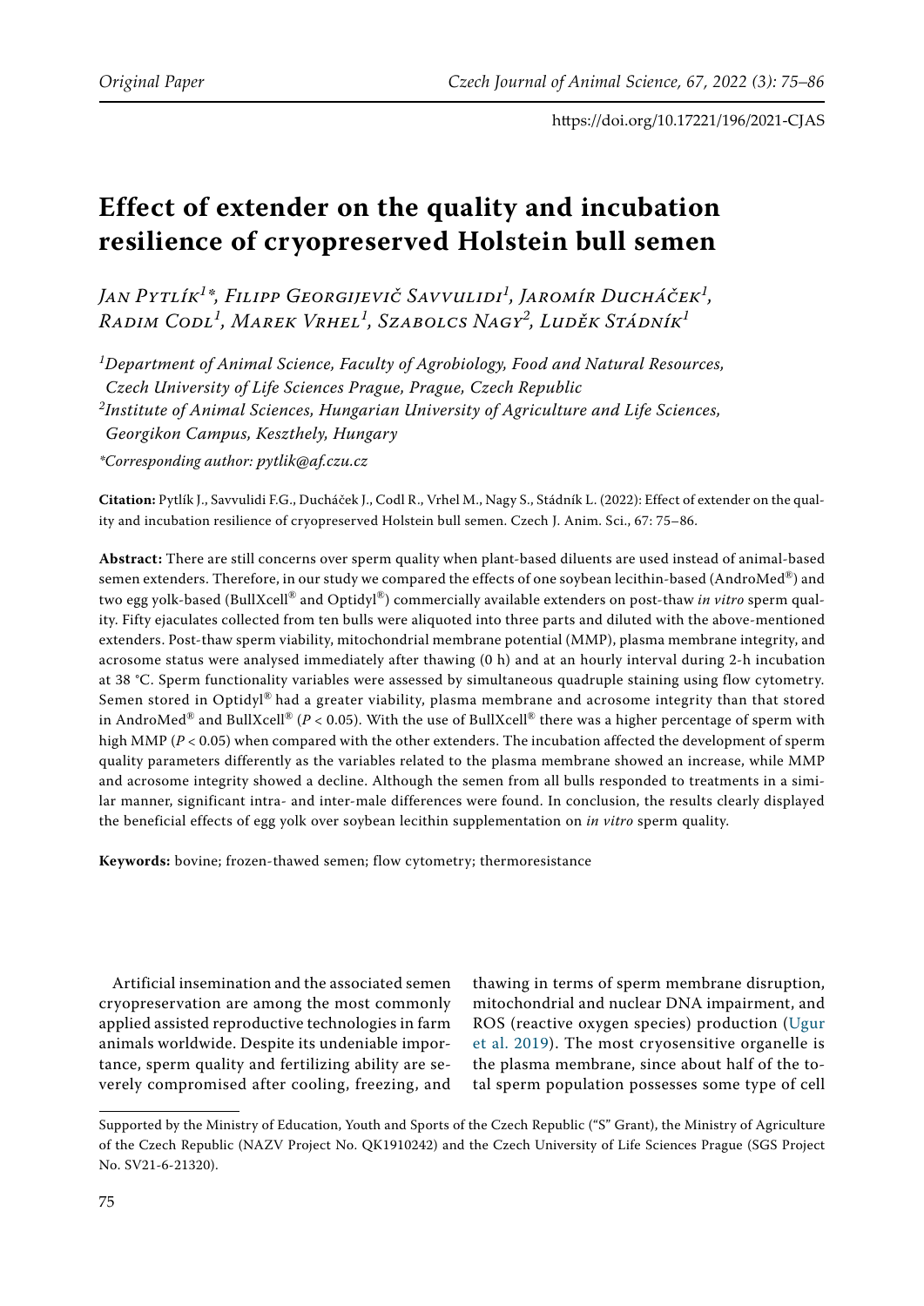Original Paper

https://doi.org/10.17221/196/2021-CJAS

# Effect of extender on the quality and incubation resilience of cryopreserved Holstein bull semen

*Jan Pytlík[1]\*, Filipp Georgijevič Savvulidi[1], Jaromír Ducháček[1], Radim Codl[1], Marek Vrhel[1], Szabolcs Nagy[2], Luděk Stádník[1]*

[1]*Department of Animal Science, Faculty of Agrobiology, Food and Natural Resources, Czech University of Life Sciences Prague, Prague, Czech Republic*

[2]*Institute of Animal Sciences, Hungarian University of Agriculture and Life Sciences, Georgikon Campus, Keszthely, Hungary*

*\*Corresponding author: pytlik@af.czu.cz*

**Citation:** Pytlík J., Savvulidi F.G., Ducháček J., Codl R., Vrhel M., Nagy S., Stádník L. (2022): Effect of extender on the quality and incubation resilience of cryopreserved Holstein bull semen. Czech J. Anim. Sci., 67: 75–86.

**Abstract:** There are still concerns over sperm quality when plant-based diluents are used instead of animal-based semen extenders. Therefore, in our study we compared the effects of one soybean lecithin-based (AndroMed®) and two egg yolk-based (BullXcell® and Optidyl®) commercially available extenders on post-thaw *in vitro* sperm quality. Fifty ejaculates collected from ten bulls were aliquoted into three parts and diluted with the above-mentioned extenders. Post-thaw sperm viability, mitochondrial membrane potential (MMP), plasma membrane integrity, and acrosome status were analysed immediately after thawing (0 h) and at an hourly interval during 2-h incubation at 38 °C. Sperm functionality variables were assessed by simultaneous quadruple staining using flow cytometry. Semen stored in Optidyl® had a greater viability, plasma membrane and acrosome integrity than that stored in AndroMed® and BullXcell® ($P < 0.05$). With the use of BullXcell® there was a higher percentage of sperm with high MMP ($P < 0.05$) when compared with the other extenders. The incubation affected the development of sperm quality parameters differently as the variables related to the plasma membrane showed an increase, while MMP and acrosome integrity showed a decline. Although the semen from all bulls responded to treatments in a similar manner, significant intra- and inter-male differences were found. In conclusion, the results clearly displayed the beneficial effects of egg yolk over soybean lecithin supplementation on *in vitro* sperm quality.

**Keywords:** bovine; frozen-thawed semen; flow cytometry; thermoresistance

Artificial insemination and the associated semen cryopreservation are among the most commonly applied assisted reproductive technologies in farm animals worldwide. Despite its undeniable importance, sperm quality and fertilizing ability are severely compromised after cooling, freezing, and thawing in terms of sperm membrane disruption, mitochondrial and nuclear DNA impairment, and ROS (reactive oxygen species) production (Ugur et al. 2019). The most cryosensitive organelle is the plasma membrane, since about half of the total sperm population possesses some type of cell

---

Supported by the Ministry of Education, Youth and Sports of the Czech Republic ("S" Grant), the Ministry of Agriculture of the Czech Republic (NAZV Project No. QK1910242) and the Czech University of Life Sciences Prague (SGS Project No. SV21-6-21320).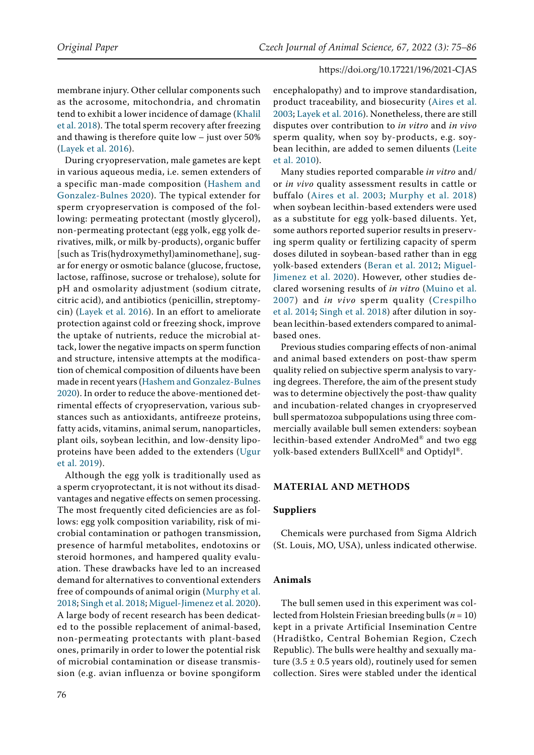membrane injury. Other cellular components such as the acrosome, mitochondria, and chromatin tend to exhibit a lower incidence of damage (Khalil et al. 2018). The total sperm recovery after freezing and thawing is therefore quite low – just over 50% (Layek et al. 2016).

During cryopreservation, male gametes are kept in various aqueous media, i.e. semen extenders of a specific man-made composition (Hashem and Gonzalez-Bulnes 2020). The typical extender for sperm cryopreservation is composed of the following: permeating protectant (mostly glycerol), non-permeating protectant (egg yolk, egg yolk derivatives, milk, or milk by-products), organic buffer [such as Tris(hydroxymethyl)aminomethane], sugar for energy or osmotic balance (glucose, fructose, lactose, raffinose, sucrose or trehalose), solute for pH and osmolarity adjustment (sodium citrate, citric acid), and antibiotics (penicillin, streptomycin) (Layek et al. 2016). In an effort to ameliorate protection against cold or freezing shock, improve the uptake of nutrients, reduce the microbial attack, lower the negative impacts on sperm function and structure, intensive attempts at the modification of chemical composition of diluents have been made in recent years (Hashem and Gonzalez-Bulnes 2020). In order to reduce the above-mentioned detrimental effects of cryopreservation, various substances such as antioxidants, antifreeze proteins, fatty acids, vitamins, animal serum, nanoparticles, plant oils, soybean lecithin, and low-density lipoproteins have been added to the extenders (Ugur et al. 2019).

Although the egg yolk is traditionally used as a sperm cryoprotectant, it is not without its disadvantages and negative effects on semen processing. The most frequently cited deficiencies are as follows: egg yolk composition variability, risk of microbial contamination or pathogen transmission, presence of harmful metabolites, endotoxins or steroid hormones, and hampered quality evaluation. These drawbacks have led to an increased demand for alternatives to conventional extenders free of compounds of animal origin (Murphy et al. 2018; Singh et al. 2018; Miguel-Jimenez et al. 2020). A large body of recent research has been dedicated to the possible replacement of animal-based, non-permeating protectants with plant-based ones, primarily in order to lower the potential risk of microbial contamination or disease transmission (e.g. avian influenza or bovine spongiform encephalopathy) and to improve standardisation, product traceability, and biosecurity (Aires et al. 2003; Layek et al. 2016). Nonetheless, there are still disputes over contribution to *in vitro* and *in vivo* sperm quality, when soy by-products, e.g. soybean lecithin, are added to semen diluents (Leite et al. 2010).

Many studies reported comparable *in vitro* and/or *in vivo* quality assessment results in cattle or buffalo (Aires et al. 2003; Murphy et al. 2018) when soybean lecithin-based extenders were used as a substitute for egg yolk-based diluents. Yet, some authors reported superior results in preserving sperm quality or fertilizing capacity of sperm doses diluted in soybean-based rather than in egg yolk-based extenders (Beran et al. 2012; Miguel-Jimenez et al. 2020). However, other studies declared worsening results of *in vitro* (Muino et al. 2007) and *in vivo* sperm quality (Crespilho et al. 2014; Singh et al. 2018) after dilution in soybean lecithin-based extenders compared to animal-based ones.

Previous studies comparing effects of non-animal and animal based extenders on post-thaw sperm quality relied on subjective sperm analysis to varying degrees. Therefore, the aim of the present study was to determine objectively the post-thaw quality and incubation-related changes in cryopreserved bull spermatozoa subpopulations using three commercially available bull semen extenders: soybean lecithin-based extender AndroMed® and two egg yolk-based extenders BullXcell® and Optidyl®.

## MATERIAL AND METHODS

### Suppliers

Chemicals were purchased from Sigma Aldrich (St. Louis, MO, USA), unless indicated otherwise.

### Animals

The bull semen used in this experiment was collected from Holstein Friesian breeding bulls ($n = 10$) kept in a private Artificial Insemination Centre (Hradištko, Central Bohemian Region, Czech Republic). The bulls were healthy and sexually mature ($3.5 \pm 0.5$ years old), routinely used for semen collection. Sires were stabled under the identical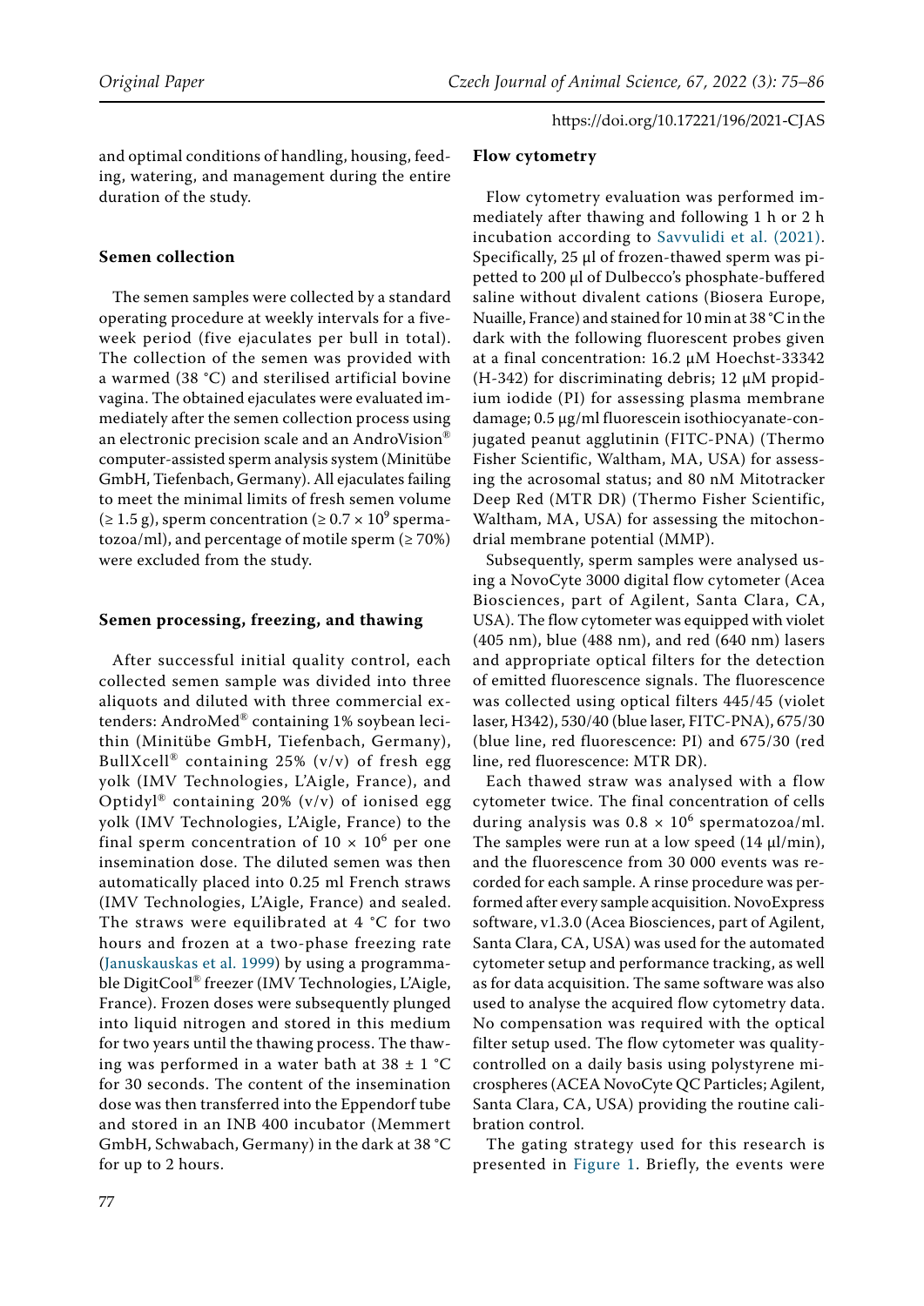and optimal conditions of handling, housing, feeding, watering, and management during the entire duration of the study.

### Semen collection

The semen samples were collected by a standard operating procedure at weekly intervals for a five-week period (five ejaculates per bull in total). The collection of the semen was provided with a warmed (38 °C) and sterilised artificial bovine vagina. The obtained ejaculates were evaluated immediately after the semen collection process using an electronic precision scale and an AndroVision® computer-assisted sperm analysis system (Minitübe GmbH, Tiefenbach, Germany). All ejaculates failing to meet the minimal limits of fresh semen volume (≥ 1.5 g), sperm concentration ($\geq 0.7 \times 10^9$ spermatozoa/ml), and percentage of motile sperm (≥ 70%) were excluded from the study.

### Semen processing, freezing, and thawing

After successful initial quality control, each collected semen sample was divided into three aliquots and diluted with three commercial extenders: AndroMed® containing 1% soybean lecithin (Minitübe GmbH, Tiefenbach, Germany), BullXcell® containing 25% (v/v) of fresh egg yolk (IMV Technologies, L'Aigle, France), and Optidyl® containing 20% (v/v) of ionised egg yolk (IMV Technologies, L'Aigle, France) to the final sperm concentration of $10 \times 10^6$ per one insemination dose. The diluted semen was then automatically placed into 0.25 ml French straws (IMV Technologies, L'Aigle, France) and sealed. The straws were equilibrated at 4 °C for two hours and frozen at a two-phase freezing rate (Januskauskas et al. 1999) by using a programmable DigitCool® freezer (IMV Technologies, L'Aigle, France). Frozen doses were subsequently plunged into liquid nitrogen and stored in this medium for two years until the thawing process. The thawing was performed in a water bath at 38 ± 1 °C for 30 seconds. The content of the insemination dose was then transferred into the Eppendorf tube and stored in an INB 400 incubator (Memmert GmbH, Schwabach, Germany) in the dark at 38 °C for up to 2 hours.

### Flow cytometry

Flow cytometry evaluation was performed immediately after thawing and following 1 h or 2 h incubation according to Savvulidi et al. (2021). Specifically, 25 µl of frozen-thawed sperm was pipetted to 200 µl of Dulbecco's phosphate-buffered saline without divalent cations (Biosera Europe, Nuaille, France) and stained for 10 min at 38 °C in the dark with the following fluorescent probes given at a final concentration: 16.2 µM Hoechst-33342 (H-342) for discriminating debris; 12 µM propidium iodide (PI) for assessing plasma membrane damage; 0.5 µg/ml fluorescein isothiocyanate-conjugated peanut agglutinin (FITC-PNA) (Thermo Fisher Scientific, Waltham, MA, USA) for assessing the acrosomal status; and 80 nM Mitotracker Deep Red (MTR DR) (Thermo Fisher Scientific, Waltham, MA, USA) for assessing the mitochondrial membrane potential (MMP).

Subsequently, sperm samples were analysed using a NovoCyte 3000 digital flow cytometer (Acea Biosciences, part of Agilent, Santa Clara, CA, USA). The flow cytometer was equipped with violet (405 nm), blue (488 nm), and red (640 nm) lasers and appropriate optical filters for the detection of emitted fluorescence signals. The fluorescence was collected using optical filters 445/45 (violet laser, H342), 530/40 (blue laser, FITC-PNA), 675/30 (blue line, red fluorescence: PI) and 675/30 (red line, red fluorescence: MTR DR).

Each thawed straw was analysed with a flow cytometer twice. The final concentration of cells during analysis was $0.8 \times 10^6$ spermatozoa/ml. The samples were run at a low speed (14 µl/min), and the fluorescence from 30 000 events was recorded for each sample. A rinse procedure was performed after every sample acquisition. NovoExpress software, v1.3.0 (Acea Biosciences, part of Agilent, Santa Clara, CA, USA) was used for the automated cytometer setup and performance tracking, as well as for data acquisition. The same software was also used to analyse the acquired flow cytometry data. No compensation was required with the optical filter setup used. The flow cytometer was quality-controlled on a daily basis using polystyrene microspheres (ACEA NovoCyte QC Particles; Agilent, Santa Clara, CA, USA) providing the routine calibration control.

The gating strategy used for this research is presented in Figure 1. Briefly, the events were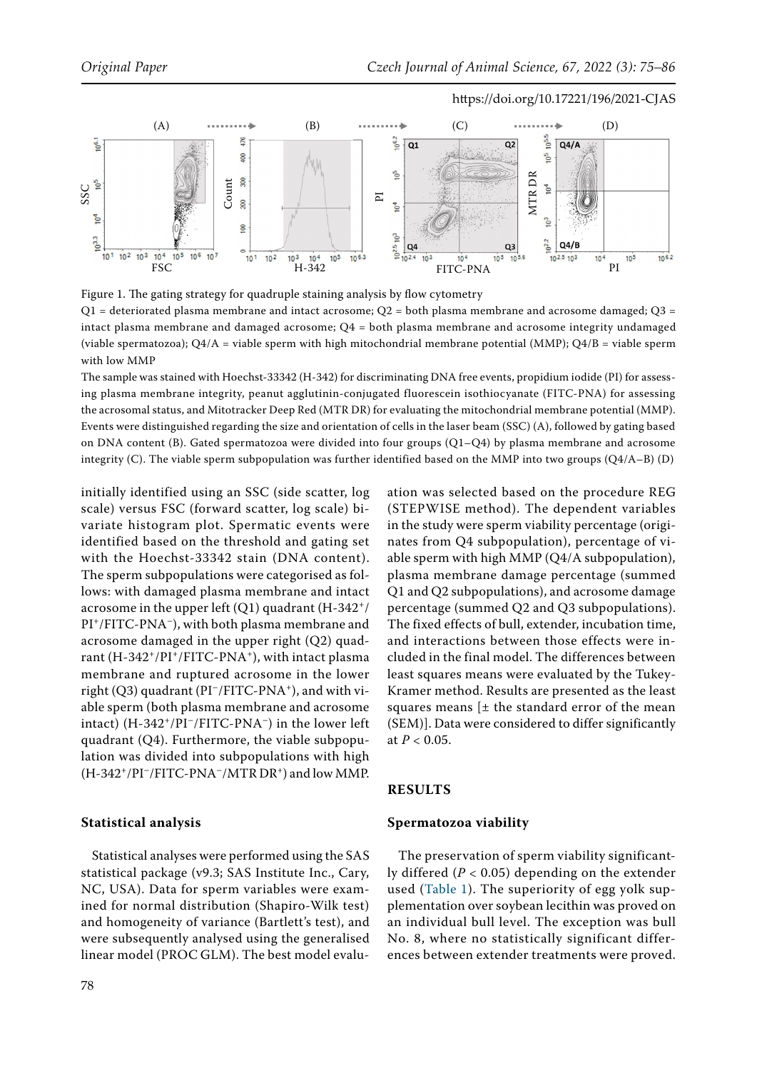Figure 1. The gating strategy for quadruple staining analysis by flow cytometry

Q1 = deteriorated plasma membrane and intact acrosome; Q2 = both plasma membrane and acrosome damaged; Q3 = intact plasma membrane and damaged acrosome; Q4 = both plasma membrane and acrosome integrity undamaged (viable spermatozoa); Q4/A = viable sperm with high mitochondrial membrane potential (MMP); Q4/B = viable sperm with low MMP

The sample was stained with Hoechst-33342 (H-342) for discriminating DNA free events, propidium iodide (PI) for assessing plasma membrane integrity, peanut agglutinin-conjugated fluorescein isothiocyanate (FITC-PNA) for assessing the acrosomal status, and Mitotracker Deep Red (MTR DR) for evaluating the mitochondrial membrane potential (MMP). Events were distinguished regarding the size and orientation of cells in the laser beam (SSC) (A), followed by gating based on DNA content (B). Gated spermatozoa were divided into four groups (Q1–Q4) by plasma membrane and acrosome integrity (C). The viable sperm subpopulation was further identified based on the MMP into two groups (Q4/A–B) (D)

initially identified using an SSC (side scatter, log scale) versus FSC (forward scatter, log scale) bivariate histogram plot. Spermatic events were identified based on the threshold and gating set with the Hoechst-33342 stain (DNA content). The sperm subpopulations were categorised as follows: with damaged plasma membrane and intact acrosome in the upper left (Q1) quadrant (H-342$^+$/PI$^+$/FITC-PNA$^-$), with both plasma membrane and acrosome damaged in the upper right (Q2) quadrant (H-342$^+$/PI$^+$/FITC-PNA$^+$), with intact plasma membrane and ruptured acrosome in the lower right (Q3) quadrant (PI$^-$/FITC-PNA$^+$), and with viable sperm (both plasma membrane and acrosome intact) (H-342$^+$/PI$^-$/FITC-PNA$^-$) in the lower left quadrant (Q4). Furthermore, the viable subpopulation was divided into subpopulations with high (H-342$^+$/PI$^-$/FITC-PNA$^-$/MTR DR$^+$) and low MMP.

### Statistical analysis

Statistical analyses were performed using the SAS statistical package (v9.3; SAS Institute Inc., Cary, NC, USA). Data for sperm variables were examined for normal distribution (Shapiro-Wilk test) and homogeneity of variance (Bartlett's test), and were subsequently analysed using the generalised linear model (PROC GLM). The best model evaluation was selected based on the procedure REG (STEPWISE method). The dependent variables in the study were sperm viability percentage (originates from Q4 subpopulation), percentage of viable sperm with high MMP (Q4/A subpopulation), plasma membrane damage percentage (summed Q1 and Q2 subpopulations), and acrosome damage percentage (summed Q2 and Q3 subpopulations). The fixed effects of bull, extender, incubation time, and interactions between those effects were included in the final model. The differences between least squares means were evaluated by the Tukey-Kramer method. Results are presented as the least squares means [± the standard error of the mean (SEM)]. Data were considered to differ significantly at $P < 0.05$.

## RESULTS

### Spermatozoa viability

The preservation of sperm viability significantly differed ($P < 0.05$) depending on the extender used (Table 1). The superiority of egg yolk supplementation over soybean lecithin was proved on an individual bull level. The exception was bull No. 8, where no statistically significant differences between extender treatments were proved.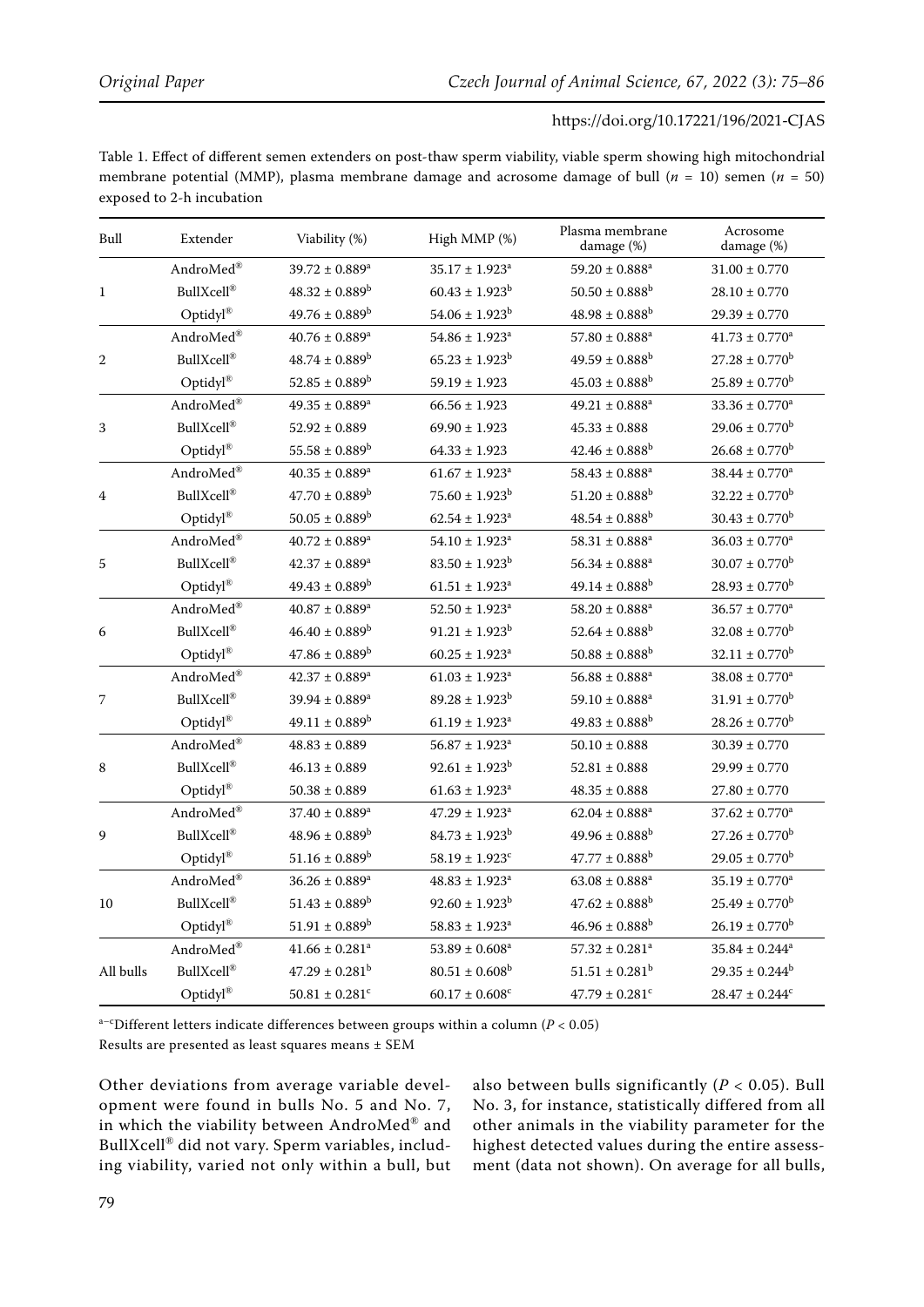Table 1. Effect of different semen extenders on post-thaw sperm viability, viable sperm showing high mitochondrial membrane potential (MMP), plasma membrane damage and acrosome damage of bull ($n$ = 10) semen ($n$ = 50) exposed to 2-h incubation

| Bull | Extender | Viability (%) | High MMP (%) | Plasma membrane damage (%) | Acrosome damage (%) |
|---|---|---|---|---|---|
| 1 | AndroMed® | $39.72 \pm 0.889^{a}$ | $35.17 \pm 1.923^{a}$ | $59.20 \pm 0.888^{a}$ | $31.00 \pm 0.770$ |
| | BullXcell® | $48.32 \pm 0.889^{b}$ | $60.43 \pm 1.923^{b}$ | $50.50 \pm 0.888^{b}$ | $28.10 \pm 0.770$ |
| | Optidyl® | $49.76 \pm 0.889^{b}$ | $54.06 \pm 1.923^{b}$ | $48.98 \pm 0.888^{b}$ | $29.39 \pm 0.770$ |
| 2 | AndroMed® | $40.76 \pm 0.889^{a}$ | $54.86 \pm 1.923^{a}$ | $57.80 \pm 0.888^{a}$ | $41.73 \pm 0.770^{a}$ |
| | BullXcell® | $48.74 \pm 0.889^{b}$ | $65.23 \pm 1.923^{b}$ | $49.59 \pm 0.888^{b}$ | $27.28 \pm 0.770^{b}$ |
| | Optidyl® | $52.85 \pm 0.889^{b}$ | $59.19 \pm 1.923$ | $45.03 \pm 0.888^{b}$ | $25.89 \pm 0.770^{b}$ |
| 3 | AndroMed® | $49.35 \pm 0.889^{a}$ | $66.56 \pm 1.923$ | $49.21 \pm 0.888^{a}$ | $33.36 \pm 0.770^{a}$ |
| | BullXcell® | $52.92 \pm 0.889$ | $69.90 \pm 1.923$ | $45.33 \pm 0.888$ | $29.06 \pm 0.770^{b}$ |
| | Optidyl® | $55.58 \pm 0.889^{b}$ | $64.33 \pm 1.923$ | $42.46 \pm 0.888^{b}$ | $26.68 \pm 0.770^{b}$ |
| 4 | AndroMed® | $40.35 \pm 0.889^{a}$ | $61.67 \pm 1.923^{a}$ | $58.43 \pm 0.888^{a}$ | $38.44 \pm 0.770^{a}$ |
| | BullXcell® | $47.70 \pm 0.889^{b}$ | $75.60 \pm 1.923^{b}$ | $51.20 \pm 0.888^{b}$ | $32.22 \pm 0.770^{b}$ |
| | Optidyl® | $50.05 \pm 0.889^{b}$ | $62.54 \pm 1.923^{a}$ | $48.54 \pm 0.888^{b}$ | $30.43 \pm 0.770^{b}$ |
| 5 | AndroMed® | $40.72 \pm 0.889^{a}$ | $54.10 \pm 1.923^{a}$ | $58.31 \pm 0.888^{a}$ | $36.03 \pm 0.770^{a}$ |
| | BullXcell® | $42.37 \pm 0.889^{a}$ | $83.50 \pm 1.923^{b}$ | $56.34 \pm 0.888^{a}$ | $30.07 \pm 0.770^{b}$ |
| | Optidyl® | $49.43 \pm 0.889^{b}$ | $61.51 \pm 1.923^{a}$ | $49.14 \pm 0.888^{b}$ | $28.93 \pm 0.770^{b}$ |
| 6 | AndroMed® | $40.87 \pm 0.889^{a}$ | $52.50 \pm 1.923^{a}$ | $58.20 \pm 0.888^{a}$ | $36.57 \pm 0.770^{a}$ |
| | BullXcell® | $46.40 \pm 0.889^{b}$ | $91.21 \pm 1.923^{b}$ | $52.64 \pm 0.888^{b}$ | $32.08 \pm 0.770^{b}$ |
| | Optidyl® | $47.86 \pm 0.889^{b}$ | $60.25 \pm 1.923^{a}$ | $50.88 \pm 0.888^{b}$ | $32.11 \pm 0.770^{b}$ |
| 7 | AndroMed® | $42.37 \pm 0.889^{a}$ | $61.03 \pm 1.923^{a}$ | $56.88 \pm 0.888^{a}$ | $38.08 \pm 0.770^{a}$ |
| | BullXcell® | $39.94 \pm 0.889^{a}$ | $89.28 \pm 1.923^{b}$ | $59.10 \pm 0.888^{a}$ | $31.91 \pm 0.770^{b}$ |
| | Optidyl® | $49.11 \pm 0.889^{b}$ | $61.19 \pm 1.923^{a}$ | $49.83 \pm 0.888^{b}$ | $28.26 \pm 0.770^{b}$ |
| 8 | AndroMed® | $48.83 \pm 0.889$ | $56.87 \pm 1.923^{a}$ | $50.10 \pm 0.888$ | $30.39 \pm 0.770$ |
| | BullXcell® | $46.13 \pm 0.889$ | $92.61 \pm 1.923^{b}$ | $52.81 \pm 0.888$ | $29.99 \pm 0.770$ |
| | Optidyl® | $50.38 \pm 0.889$ | $61.63 \pm 1.923^{a}$ | $48.35 \pm 0.888$ | $27.80 \pm 0.770$ |
| 9 | AndroMed® | $37.40 \pm 0.889^{a}$ | $47.29 \pm 1.923^{a}$ | $62.04 \pm 0.888^{a}$ | $37.62 \pm 0.770^{a}$ |
| | BullXcell® | $48.96 \pm 0.889^{b}$ | $84.73 \pm 1.923^{b}$ | $49.96 \pm 0.888^{b}$ | $27.26 \pm 0.770^{b}$ |
| | Optidyl® | $51.16 \pm 0.889^{b}$ | $58.19 \pm 1.923^{c}$ | $47.77 \pm 0.888^{b}$ | $29.05 \pm 0.770^{b}$ |
| 10 | AndroMed® | $36.26 \pm 0.889^{a}$ | $48.83 \pm 1.923^{a}$ | $63.08 \pm 0.888^{a}$ | $35.19 \pm 0.770^{a}$ |
| | BullXcell® | $51.43 \pm 0.889^{b}$ | $92.60 \pm 1.923^{b}$ | $47.62 \pm 0.888^{b}$ | $25.49 \pm 0.770^{b}$ |
| | Optidyl® | $51.91 \pm 0.889^{b}$ | $58.83 \pm 1.923^{a}$ | $46.96 \pm 0.888^{b}$ | $26.19 \pm 0.770^{b}$ |
| All bulls | AndroMed® | $41.66 \pm 0.281^{a}$ | $53.89 \pm 0.608^{a}$ | $57.32 \pm 0.281^{a}$ | $35.84 \pm 0.244^{a}$ |
| | BullXcell® | $47.29 \pm 0.281^{b}$ | $80.51 \pm 0.608^{b}$ | $51.51 \pm 0.281^{b}$ | $29.35 \pm 0.244^{b}$ |
| | Optidyl® | $50.81 \pm 0.281^{c}$ | $60.17 \pm 0.608^{c}$ | $47.79 \pm 0.281^{c}$ | $28.47 \pm 0.244^{c}$ |

[a–c]Different letters indicate differences between groups within a column ($P < 0.05$)

Results are presented as least squares means ± SEM

Other deviations from average variable development were found in bulls No. 5 and No. 7, in which the viability between AndroMed® and BullXcell® did not vary. Sperm variables, including viability, varied not only within a bull, but also between bulls significantly ($P < 0.05$). Bull No. 3, for instance, statistically differed from all other animals in the viability parameter for the highest detected values during the entire assessment (data not shown). On average for all bulls,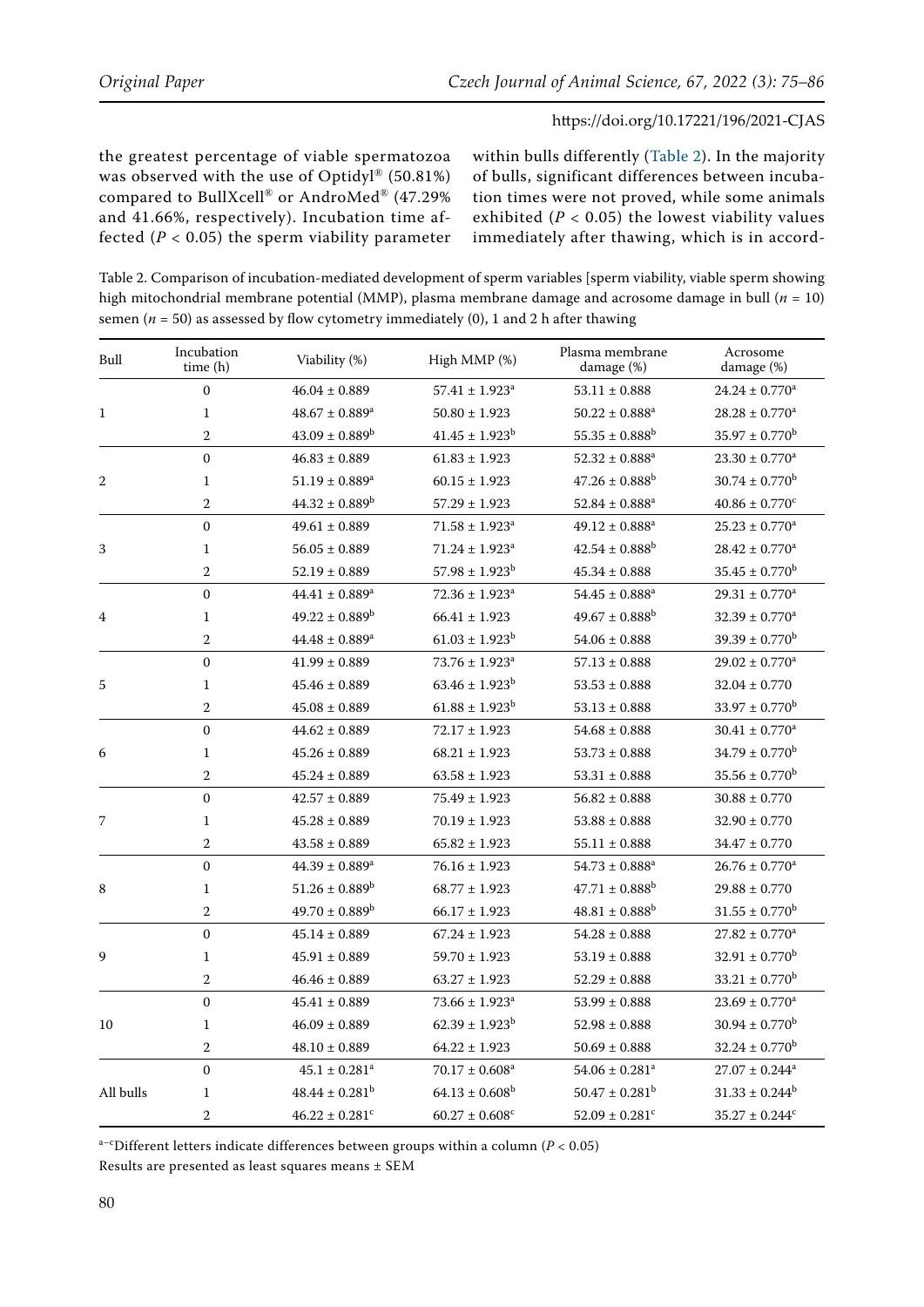the greatest percentage of viable spermatozoa was observed with the use of Optidyl® (50.81%) compared to BullXcell® or AndroMed® (47.29% and 41.66%, respectively). Incubation time affected ($P < 0.05$) the sperm viability parameter within bulls differently (Table 2). In the majority of bulls, significant differences between incubation times were not proved, while some animals exhibited ($P < 0.05$) the lowest viability values immediately after thawing, which is in accord-

Table 2. Comparison of incubation-mediated development of sperm variables [sperm viability, viable sperm showing high mitochondrial membrane potential (MMP), plasma membrane damage and acrosome damage in bull ($n = 10$) semen ($n = 50$) as assessed by flow cytometry immediately (0), 1 and 2 h after thawing

| Bull | Incubation time (h) | Viability (%) | High MMP (%) | Plasma membrane damage (%) | Acrosome damage (%) |
|---|---|---|---|---|---|
| 1 | 0 | 46.04 ± 0.889 | 57.41 ± 1.923[a] | 53.11 ± 0.888 | 24.24 ± 0.770[a] |
| | 1 | 48.67 ± 0.889[a] | 50.80 ± 1.923 | 50.22 ± 0.888[a] | 28.28 ± 0.770[a] |
| | 2 | 43.09 ± 0.889[b] | 41.45 ± 1.923[b] | 55.35 ± 0.888[b] | 35.97 ± 0.770[b] |
| 2 | 0 | 46.83 ± 0.889 | 61.83 ± 1.923 | 52.32 ± 0.888[a] | 23.30 ± 0.770[a] |
| | 1 | 51.19 ± 0.889[a] | 60.15 ± 1.923 | 47.26 ± 0.888[b] | 30.74 ± 0.770[b] |
| | 2 | 44.32 ± 0.889[b] | 57.29 ± 1.923 | 52.84 ± 0.888[a] | 40.86 ± 0.770[c] |
| 3 | 0 | 49.61 ± 0.889 | 71.58 ± 1.923[a] | 49.12 ± 0.888[a] | 25.23 ± 0.770[a] |
| | 1 | 56.05 ± 0.889 | 71.24 ± 1.923[a] | 42.54 ± 0.888[b] | 28.42 ± 0.770[a] |
| | 2 | 52.19 ± 0.889 | 57.98 ± 1.923[b] | 45.34 ± 0.888 | 35.45 ± 0.770[b] |
| 4 | 0 | 44.41 ± 0.889[a] | 72.36 ± 1.923[a] | 54.45 ± 0.888[a] | 29.31 ± 0.770[a] |
| | 1 | 49.22 ± 0.889[b] | 66.41 ± 1.923 | 49.67 ± 0.888[b] | 32.39 ± 0.770[a] |
| | 2 | 44.48 ± 0.889[a] | 61.03 ± 1.923[b] | 54.06 ± 0.888 | 39.39 ± 0.770[b] |
| 5 | 0 | 41.99 ± 0.889 | 73.76 ± 1.923[a] | 57.13 ± 0.888 | 29.02 ± 0.770[a] |
| | 1 | 45.46 ± 0.889 | 63.46 ± 1.923[b] | 53.53 ± 0.888 | 32.04 ± 0.770 |
| | 2 | 45.08 ± 0.889 | 61.88 ± 1.923[b] | 53.13 ± 0.888 | 33.97 ± 0.770[b] |
| 6 | 0 | 44.62 ± 0.889 | 72.17 ± 1.923 | 54.68 ± 0.888 | 30.41 ± 0.770[a] |
| | 1 | 45.26 ± 0.889 | 68.21 ± 1.923 | 53.73 ± 0.888 | 34.79 ± 0.770[b] |
| | 2 | 45.24 ± 0.889 | 63.58 ± 1.923 | 53.31 ± 0.888 | 35.56 ± 0.770[b] |
| 7 | 0 | 42.57 ± 0.889 | 75.49 ± 1.923 | 56.82 ± 0.888 | 30.88 ± 0.770 |
| | 1 | 45.28 ± 0.889 | 70.19 ± 1.923 | 53.88 ± 0.888 | 32.90 ± 0.770 |
| | 2 | 43.58 ± 0.889 | 65.82 ± 1.923 | 55.11 ± 0.888 | 34.47 ± 0.770 |
| 8 | 0 | 44.39 ± 0.889[a] | 76.16 ± 1.923 | 54.73 ± 0.888[a] | 26.76 ± 0.770[a] |
| | 1 | 51.26 ± 0.889[b] | 68.77 ± 1.923 | 47.71 ± 0.888[b] | 29.88 ± 0.770 |
| | 2 | 49.70 ± 0.889[b] | 66.17 ± 1.923 | 48.81 ± 0.888[b] | 31.55 ± 0.770[b] |
| 9 | 0 | 45.14 ± 0.889 | 67.24 ± 1.923 | 54.28 ± 0.888 | 27.82 ± 0.770[a] |
| | 1 | 45.91 ± 0.889 | 59.70 ± 1.923 | 53.19 ± 0.888 | 32.91 ± 0.770[b] |
| | 2 | 46.46 ± 0.889 | 63.27 ± 1.923 | 52.29 ± 0.888 | 33.21 ± 0.770[b] |
| 10 | 0 | 45.41 ± 0.889 | 73.66 ± 1.923[a] | 53.99 ± 0.888 | 23.69 ± 0.770[a] |
| | 1 | 46.09 ± 0.889 | 62.39 ± 1.923[b] | 52.98 ± 0.888 | 30.94 ± 0.770[b] |
| | 2 | 48.10 ± 0.889 | 64.22 ± 1.923 | 50.69 ± 0.888 | 32.24 ± 0.770[b] |
| All bulls | 0 | 45.1 ± 0.281[a] | 70.17 ± 0.608[a] | 54.06 ± 0.281[a] | 27.07 ± 0.244[a] |
| | 1 | 48.44 ± 0.281[b] | 64.13 ± 0.608[b] | 50.47 ± 0.281[b] | 31.33 ± 0.244[b] |
| | 2 | 46.22 ± 0.281[c] | 60.27 ± 0.608[c] | 52.09 ± 0.281[c] | 35.27 ± 0.244[c] |

[a–c]Different letters indicate differences between groups within a column ($P < 0.05$)

Results are presented as least squares means ± SEM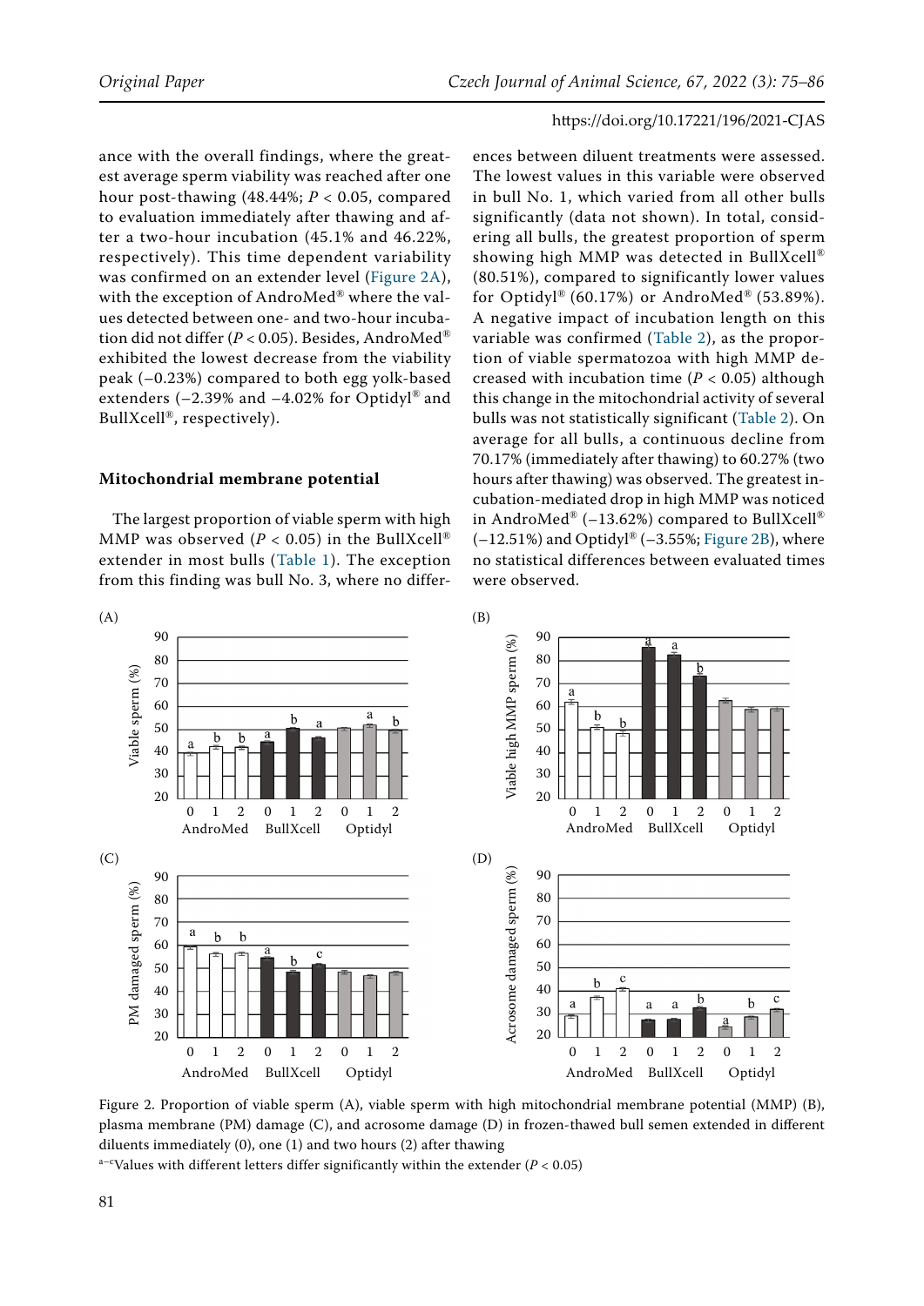ance with the overall findings, where the greatest average sperm viability was reached after one hour post-thawing (48.44%; $P < 0.05$, compared to evaluation immediately after thawing and after a two-hour incubation (45.1% and 46.22%, respectively). This time dependent variability was confirmed on an extender level (Figure 2A), with the exception of AndroMed® where the values detected between one- and two-hour incubation did not differ ($P < 0.05$). Besides, AndroMed® exhibited the lowest decrease from the viability peak (–0.23%) compared to both egg yolk-based extenders (–2.39% and –4.02% for Optidyl® and BullXcell®, respectively).

### Mitochondrial membrane potential

The largest proportion of viable sperm with high MMP was observed ($P < 0.05$) in the BullXcell® extender in most bulls (Table 1). The exception from this finding was bull No. 3, where no differences between diluent treatments were assessed. The lowest values in this variable were observed in bull No. 1, which varied from all other bulls significantly (data not shown). In total, considering all bulls, the greatest proportion of sperm showing high MMP was detected in BullXcell® (80.51%), compared to significantly lower values for Optidyl® (60.17%) or AndroMed® (53.89%). A negative impact of incubation length on this variable was confirmed (Table 2), as the proportion of viable spermatozoa with high MMP decreased with incubation time ($P < 0.05$) although this change in the mitochondrial activity of several bulls was not statistically significant (Table 2). On average for all bulls, a continuous decline from 70.17% (immediately after thawing) to 60.27% (two hours after thawing) was observed. The greatest incubation-mediated drop in high MMP was noticed in AndroMed® (–13.62%) compared to BullXcell® (–12.51%) and Optidyl® (–3.55%; Figure 2B), where no statistical differences between evaluated times were observed.

Figure 2. Proportion of viable sperm (A), viable sperm with high mitochondrial membrane potential (MMP) (B), plasma membrane (PM) damage (C), and acrosome damage (D) in frozen-thawed bull semen extended in different diluents immediately (0), one (1) and two hours (2) after thawing

[a–c]Values with different letters differ significantly within the extender ($P < 0.05$)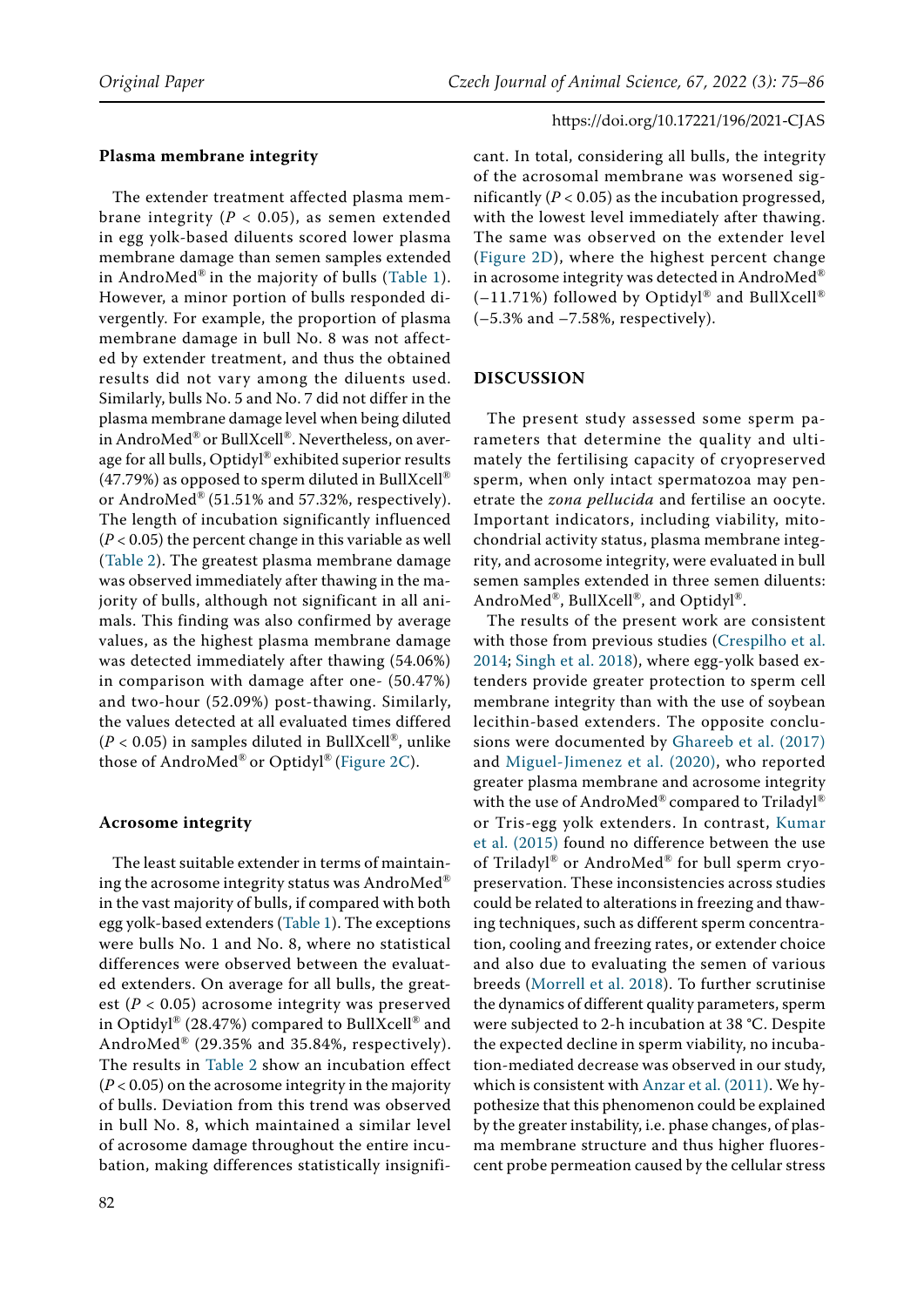### Plasma membrane integrity

The extender treatment affected plasma membrane integrity ($P < 0.05$), as semen extended in egg yolk-based diluents scored lower plasma membrane damage than semen samples extended in AndroMed® in the majority of bulls (Table 1). However, a minor portion of bulls responded divergently. For example, the proportion of plasma membrane damage in bull No. 8 was not affected by extender treatment, and thus the obtained results did not vary among the diluents used. Similarly, bulls No. 5 and No. 7 did not differ in the plasma membrane damage level when being diluted in AndroMed® or BullXcell®. Nevertheless, on average for all bulls, Optidyl® exhibited superior results (47.79%) as opposed to sperm diluted in BullXcell® or AndroMed® (51.51% and 57.32%, respectively). The length of incubation significantly influenced ($P < 0.05$) the percent change in this variable as well (Table 2). The greatest plasma membrane damage was observed immediately after thawing in the majority of bulls, although not significant in all animals. This finding was also confirmed by average values, as the highest plasma membrane damage was detected immediately after thawing (54.06%) in comparison with damage after one- (50.47%) and two-hour (52.09%) post-thawing. Similarly, the values detected at all evaluated times differed ($P < 0.05$) in samples diluted in BullXcell®, unlike those of AndroMed® or Optidyl® (Figure 2C).

### Acrosome integrity

The least suitable extender in terms of maintaining the acrosome integrity status was AndroMed® in the vast majority of bulls, if compared with both egg yolk-based extenders (Table 1). The exceptions were bulls No. 1 and No. 8, where no statistical differences were observed between the evaluated extenders. On average for all bulls, the greatest ($P < 0.05$) acrosome integrity was preserved in Optidyl® (28.47%) compared to BullXcell® and AndroMed® (29.35% and 35.84%, respectively). The results in Table 2 show an incubation effect ($P < 0.05$) on the acrosome integrity in the majority of bulls. Deviation from this trend was observed in bull No. 8, which maintained a similar level of acrosome damage throughout the entire incubation, making differences statistically insignificant. In total, considering all bulls, the integrity of the acrosomal membrane was worsened significantly ($P < 0.05$) as the incubation progressed, with the lowest level immediately after thawing. The same was observed on the extender level (Figure 2D), where the highest percent change in acrosome integrity was detected in AndroMed® (−11.71%) followed by Optidyl® and BullXcell® (−5.3% and −7.58%, respectively).

## DISCUSSION

The present study assessed some sperm parameters that determine the quality and ultimately the fertilising capacity of cryopreserved sperm, when only intact spermatozoa may penetrate the *zona pellucida* and fertilise an oocyte. Important indicators, including viability, mitochondrial activity status, plasma membrane integrity, and acrosome integrity, were evaluated in bull semen samples extended in three semen diluents: AndroMed®, BullXcell®, and Optidyl®.

The results of the present work are consistent with those from previous studies (Crespilho et al. 2014; Singh et al. 2018), where egg-yolk based extenders provide greater protection to sperm cell membrane integrity than with the use of soybean lecithin-based extenders. The opposite conclusions were documented by Ghareeb et al. (2017) and Miguel-Jimenez et al. (2020), who reported greater plasma membrane and acrosome integrity with the use of AndroMed® compared to Triladyl® or Tris-egg yolk extenders. In contrast, Kumar et al. (2015) found no difference between the use of Triladyl® or AndroMed® for bull sperm cryopreservation. These inconsistencies across studies could be related to alterations in freezing and thawing techniques, such as different sperm concentration, cooling and freezing rates, or extender choice and also due to evaluating the semen of various breeds (Morrell et al. 2018). To further scrutinise the dynamics of different quality parameters, sperm were subjected to 2-h incubation at 38 °C. Despite the expected decline in sperm viability, no incubation-mediated decrease was observed in our study, which is consistent with Anzar et al. (2011). We hypothesize that this phenomenon could be explained by the greater instability, i.e. phase changes, of plasma membrane structure and thus higher fluorescent probe permeation caused by the cellular stress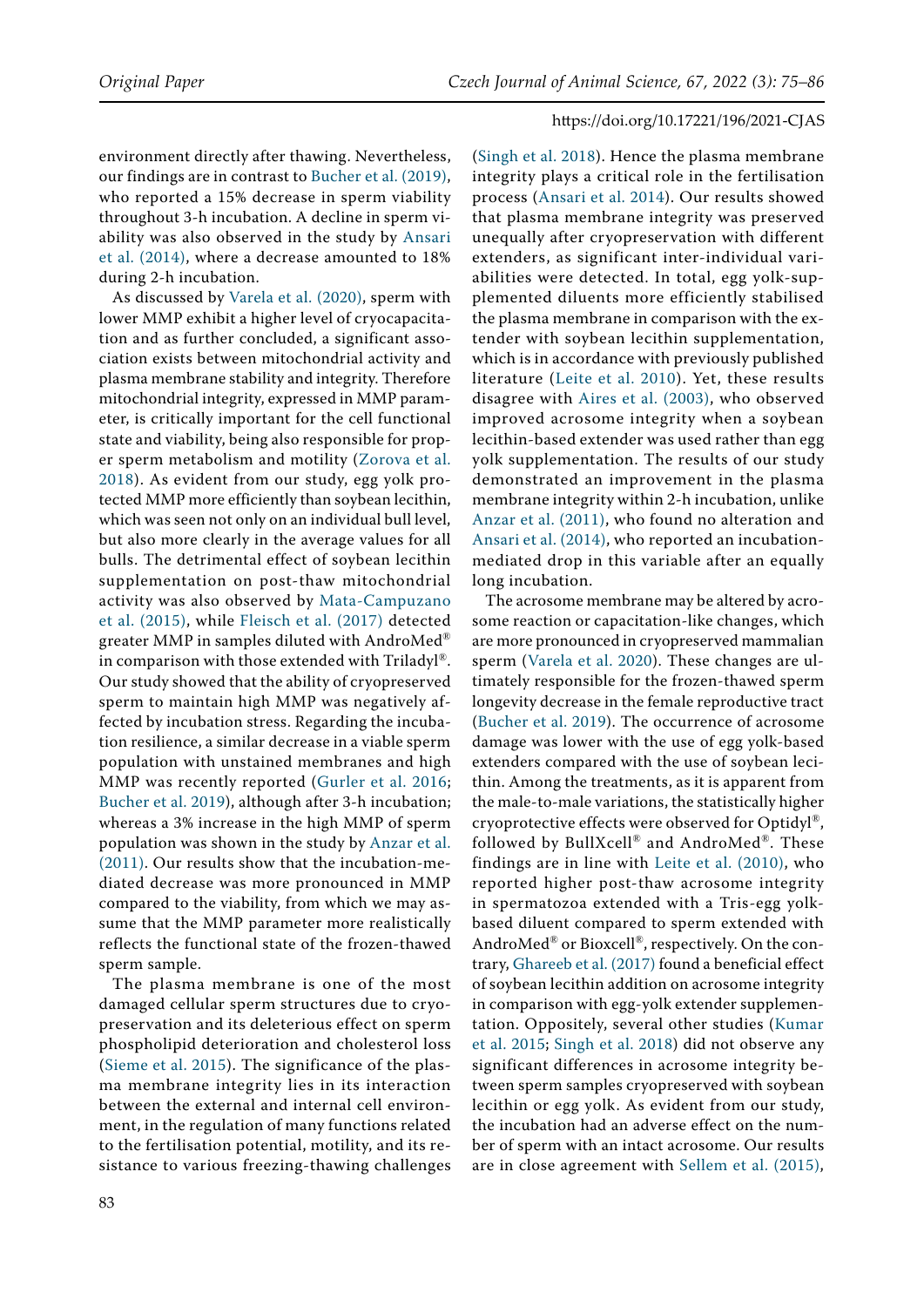environment directly after thawing. Nevertheless, our findings are in contrast to Bucher et al. (2019), who reported a 15% decrease in sperm viability throughout 3-h incubation. A decline in sperm viability was also observed in the study by Ansari et al. (2014), where a decrease amounted to 18% during 2-h incubation.

As discussed by Varela et al. (2020), sperm with lower MMP exhibit a higher level of cryocapacitation and as further concluded, a significant association exists between mitochondrial activity and plasma membrane stability and integrity. Therefore mitochondrial integrity, expressed in MMP parameter, is critically important for the cell functional state and viability, being also responsible for proper sperm metabolism and motility (Zorova et al. 2018). As evident from our study, egg yolk protected MMP more efficiently than soybean lecithin, which was seen not only on an individual bull level, but also more clearly in the average values for all bulls. The detrimental effect of soybean lecithin supplementation on post-thaw mitochondrial activity was also observed by Mata-Campuzano et al. (2015), while Fleisch et al. (2017) detected greater MMP in samples diluted with AndroMed® in comparison with those extended with Triladyl®. Our study showed that the ability of cryopreserved sperm to maintain high MMP was negatively affected by incubation stress. Regarding the incubation resilience, a similar decrease in a viable sperm population with unstained membranes and high MMP was recently reported (Gurler et al. 2016; Bucher et al. 2019), although after 3-h incubation; whereas a 3% increase in the high MMP of sperm population was shown in the study by Anzar et al. (2011). Our results show that the incubation-mediated decrease was more pronounced in MMP compared to the viability, from which we may assume that the MMP parameter more realistically reflects the functional state of the frozen-thawed sperm sample.

The plasma membrane is one of the most damaged cellular sperm structures due to cryopreservation and its deleterious effect on sperm phospholipid deterioration and cholesterol loss (Sieme et al. 2015). The significance of the plasma membrane integrity lies in its interaction between the external and internal cell environment, in the regulation of many functions related to the fertilisation potential, motility, and its resistance to various freezing-thawing challenges (Singh et al. 2018). Hence the plasma membrane integrity plays a critical role in the fertilisation process (Ansari et al. 2014). Our results showed that plasma membrane integrity was preserved unequally after cryopreservation with different extenders, as significant inter-individual variabilities were detected. In total, egg yolk-supplemented diluents more efficiently stabilised the plasma membrane in comparison with the extender with soybean lecithin supplementation, which is in accordance with previously published literature (Leite et al. 2010). Yet, these results disagree with Aires et al. (2003), who observed improved acrosome integrity when a soybean lecithin-based extender was used rather than egg yolk supplementation. The results of our study demonstrated an improvement in the plasma membrane integrity within 2-h incubation, unlike Anzar et al. (2011), who found no alteration and Ansari et al. (2014), who reported an incubation-mediated drop in this variable after an equally long incubation.

The acrosome membrane may be altered by acrosome reaction or capacitation-like changes, which are more pronounced in cryopreserved mammalian sperm (Varela et al. 2020). These changes are ultimately responsible for the frozen-thawed sperm longevity decrease in the female reproductive tract (Bucher et al. 2019). The occurrence of acrosome damage was lower with the use of egg yolk-based extenders compared with the use of soybean lecithin. Among the treatments, as it is apparent from the male-to-male variations, the statistically higher cryoprotective effects were observed for Optidyl®, followed by BullXcell® and AndroMed®. These findings are in line with Leite et al. (2010), who reported higher post-thaw acrosome integrity in spermatozoa extended with a Tris-egg yolk-based diluent compared to sperm extended with AndroMed® or Bioxcell®, respectively. On the contrary, Ghareeb et al. (2017) found a beneficial effect of soybean lecithin addition on acrosome integrity in comparison with egg-yolk extender supplementation. Oppositely, several other studies (Kumar et al. 2015; Singh et al. 2018) did not observe any significant differences in acrosome integrity between sperm samples cryopreserved with soybean lecithin or egg yolk. As evident from our study, the incubation had an adverse effect on the number of sperm with an intact acrosome. Our results are in close agreement with Sellem et al. (2015),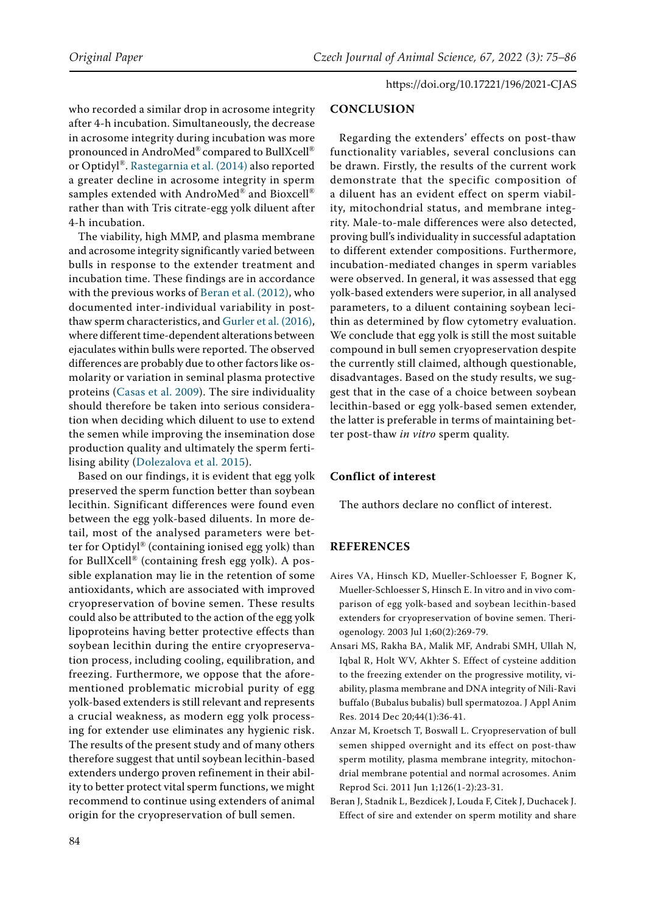who recorded a similar drop in acrosome integrity after 4-h incubation. Simultaneously, the decrease in acrosome integrity during incubation was more pronounced in AndroMed® compared to BullXcell® or Optidyl®. Rastegarnia et al. (2014) also reported a greater decline in acrosome integrity in sperm samples extended with AndroMed® and Bioxcell® rather than with Tris citrate-egg yolk diluent after 4-h incubation.

The viability, high MMP, and plasma membrane and acrosome integrity significantly varied between bulls in response to the extender treatment and incubation time. These findings are in accordance with the previous works of Beran et al. (2012), who documented inter-individual variability in post-thaw sperm characteristics, and Gurler et al. (2016), where different time-dependent alterations between ejaculates within bulls were reported. The observed differences are probably due to other factors like osmolarity or variation in seminal plasma protective proteins (Casas et al. 2009). The sire individuality should therefore be taken into serious consideration when deciding which diluent to use to extend the semen while improving the insemination dose production quality and ultimately the sperm fertilising ability (Dolezalova et al. 2015).

Based on our findings, it is evident that egg yolk preserved the sperm function better than soybean lecithin. Significant differences were found even between the egg yolk-based diluents. In more detail, most of the analysed parameters were better for Optidyl® (containing ionised egg yolk) than for BullXcell® (containing fresh egg yolk). A possible explanation may lie in the retention of some antioxidants, which are associated with improved cryopreservation of bovine semen. These results could also be attributed to the action of the egg yolk lipoproteins having better protective effects than soybean lecithin during the entire cryopreservation process, including cooling, equilibration, and freezing. Furthermore, we oppose that the aforementioned problematic microbial purity of egg yolk-based extenders is still relevant and represents a crucial weakness, as modern egg yolk processing for extender use eliminates any hygienic risk. The results of the present study and of many others therefore suggest that until soybean lecithin-based extenders undergo proven refinement in their ability to better protect vital sperm functions, we might recommend to continue using extenders of animal origin for the cryopreservation of bull semen.

## CONCLUSION

Regarding the extenders' effects on post-thaw functionality variables, several conclusions can be drawn. Firstly, the results of the current work demonstrate that the specific composition of a diluent has an evident effect on sperm viability, mitochondrial status, and membrane integrity. Male-to-male differences were also detected, proving bull's individuality in successful adaptation to different extender compositions. Furthermore, incubation-mediated changes in sperm variables were observed. In general, it was assessed that egg yolk-based extenders were superior, in all analysed parameters, to a diluent containing soybean lecithin as determined by flow cytometry evaluation. We conclude that egg yolk is still the most suitable compound in bull semen cryopreservation despite the currently still claimed, although questionable, disadvantages. Based on the study results, we suggest that in the case of a choice between soybean lecithin-based or egg yolk-based semen extender, the latter is preferable in terms of maintaining better post-thaw *in vitro* sperm quality.

### Conflict of interest

The authors declare no conflict of interest.

## REFERENCES

Aires VA, Hinsch KD, Mueller-Schloesser F, Bogner K, Mueller-Schloesser S, Hinsch E. In vitro and in vivo comparison of egg yolk-based and soybean lecithin-based extenders for cryopreservation of bovine semen. Theriogenology. 2003 Jul 1;60(2):269-79.

Ansari MS, Rakha BA, Malik MF, Andrabi SMH, Ullah N, Iqbal R, Holt WV, Akhter S. Effect of cysteine addition to the freezing extender on the progressive motility, viability, plasma membrane and DNA integrity of Nili-Ravi buffalo (Bubalus bubalis) bull spermatozoa. J Appl Anim Res. 2014 Dec 20;44(1):36-41.

Anzar M, Kroetsch T, Boswall L. Cryopreservation of bull semen shipped overnight and its effect on post-thaw sperm motility, plasma membrane integrity, mitochondrial membrane potential and normal acrosomes. Anim Reprod Sci. 2011 Jun 1;126(1-2):23-31.

Beran J, Stadnik L, Bezdicek J, Louda F, Citek J, Duchacek J. Effect of sire and extender on sperm motility and share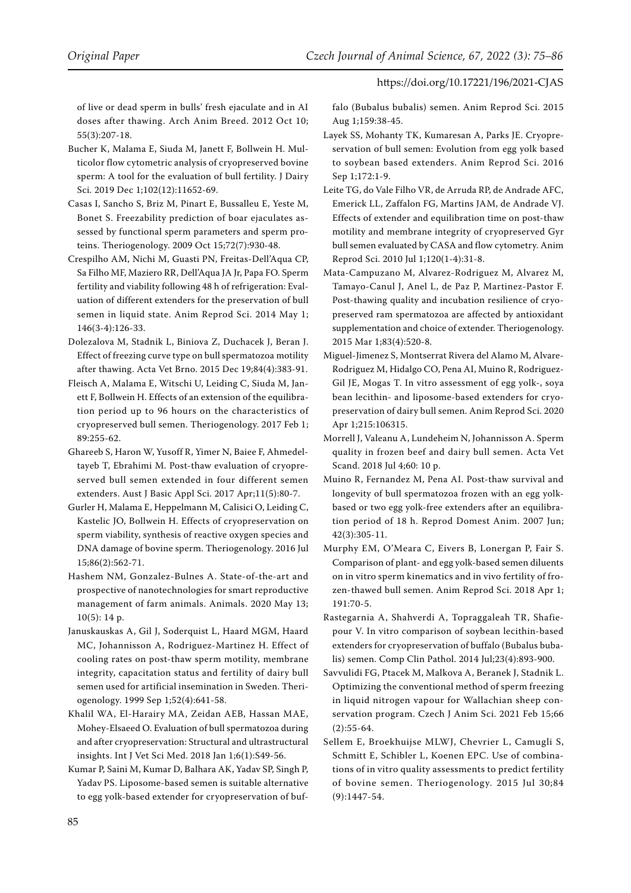of live or dead sperm in bulls' fresh ejaculate and in AI doses after thawing. Arch Anim Breed. 2012 Oct 10; 55(3):207-18.

Bucher K, Malama E, Siuda M, Janett F, Bollwein H. Multicolor flow cytometric analysis of cryopreserved bovine sperm: A tool for the evaluation of bull fertility. J Dairy Sci. 2019 Dec 1;102(12):11652-69.

Casas I, Sancho S, Briz M, Pinart E, Bussalleu E, Yeste M, Bonet S. Freezability prediction of boar ejaculates assessed by functional sperm parameters and sperm proteins. Theriogenology. 2009 Oct 15;72(7):930-48.

Crespilho AM, Nichi M, Guasti PN, Freitas-Dell'Aqua CP, Sa Filho MF, Maziero RR, Dell'Aqua JA Jr, Papa FO. Sperm fertility and viability following 48 h of refrigeration: Evaluation of different extenders for the preservation of bull semen in liquid state. Anim Reprod Sci. 2014 May 1; 146(3-4):126-33.

Dolezalova M, Stadnik L, Biniova Z, Duchacek J, Beran J. Effect of freezing curve type on bull spermatozoa motility after thawing. Acta Vet Brno. 2015 Dec 19;84(4):383-91.

Fleisch A, Malama E, Witschi U, Leiding C, Siuda M, Janett F, Bollwein H. Effects of an extension of the equilibration period up to 96 hours on the characteristics of cryopreserved bull semen. Theriogenology. 2017 Feb 1; 89:255-62.

Ghareeb S, Haron W, Yusoff R, Yimer N, Baiee F, Ahmedeltayeb T, Ebrahimi M. Post-thaw evaluation of cryopreserved bull semen extended in four different semen extenders. Aust J Basic Appl Sci. 2017 Apr;11(5):80-7.

Gurler H, Malama E, Heppelmann M, Calisici O, Leiding C, Kastelic JO, Bollwein H. Effects of cryopreservation on sperm viability, synthesis of reactive oxygen species and DNA damage of bovine sperm. Theriogenology. 2016 Jul 15;86(2):562-71.

Hashem NM, Gonzalez-Bulnes A. State-of-the-art and prospective of nanotechnologies for smart reproductive management of farm animals. Animals. 2020 May 13; 10(5): 14 p.

Januskauskas A, Gil J, Soderquist L, Haard MGM, Haard MC, Johannisson A, Rodriguez-Martinez H. Effect of cooling rates on post-thaw sperm motility, membrane integrity, capacitation status and fertility of dairy bull semen used for artificial insemination in Sweden. Theriogenology. 1999 Sep 1;52(4):641-58.

Khalil WA, El-Harairy MA, Zeidan AEB, Hassan MAE, Mohey-Elsaeed O. Evaluation of bull spermatozoa during and after cryopreservation: Structural and ultrastructural insights. Int J Vet Sci Med. 2018 Jan 1;6(1):S49-56.

Kumar P, Saini M, Kumar D, Balhara AK, Yadav SP, Singh P, Yadav PS. Liposome-based semen is suitable alternative to egg yolk-based extender for cryopreservation of buffalo (Bubalus bubalis) semen. Anim Reprod Sci. 2015 Aug 1;159:38-45.

Layek SS, Mohanty TK, Kumaresan A, Parks JE. Cryopreservation of bull semen: Evolution from egg yolk based to soybean based extenders. Anim Reprod Sci. 2016 Sep 1;172:1-9.

Leite TG, do Vale Filho VR, de Arruda RP, de Andrade AFC, Emerick LL, Zaffalon FG, Martins JAM, de Andrade VJ. Effects of extender and equilibration time on post-thaw motility and membrane integrity of cryopreserved Gyr bull semen evaluated by CASA and flow cytometry. Anim Reprod Sci. 2010 Jul 1;120(1-4):31-8.

Mata-Campuzano M, Alvarez-Rodriguez M, Alvarez M, Tamayo-Canul J, Anel L, de Paz P, Martinez-Pastor F. Post-thawing quality and incubation resilience of cryopreserved ram spermatozoa are affected by antioxidant supplementation and choice of extender. Theriogenology. 2015 Mar 1;83(4):520-8.

Miguel-Jimenez S, Montserrat Rivera del Alamo M, Alvare-Rodriguez M, Hidalgo CO, Pena AI, Muino R, Rodriguez-Gil JE, Mogas T. In vitro assessment of egg yolk-, soya bean lecithin- and liposome-based extenders for cryopreservation of dairy bull semen. Anim Reprod Sci. 2020 Apr 1;215:106315.

Morrell J, Valeanu A, Lundeheim N, Johannisson A. Sperm quality in frozen beef and dairy bull semen. Acta Vet Scand. 2018 Jul 4;60: 10 p.

Muino R, Fernandez M, Pena AI. Post-thaw survival and longevity of bull spermatozoa frozen with an egg yolk-based or two egg yolk-free extenders after an equilibration period of 18 h. Reprod Domest Anim. 2007 Jun; 42(3):305-11.

Murphy EM, O'Meara C, Eivers B, Lonergan P, Fair S. Comparison of plant- and egg yolk-based semen diluents on in vitro sperm kinematics and in vivo fertility of frozen-thawed bull semen. Anim Reprod Sci. 2018 Apr 1; 191:70-5.

Rastegarnia A, Shahverdi A, Topraggaleah TR, Shafiepour V. In vitro comparison of soybean lecithin-based extenders for cryopreservation of buffalo (Bubalus bubalis) semen. Comp Clin Pathol. 2014 Jul;23(4):893-900.

Savvulidi FG, Ptacek M, Malkova A, Beranek J, Stadnik L. Optimizing the conventional method of sperm freezing in liquid nitrogen vapour for Wallachian sheep conservation program. Czech J Anim Sci. 2021 Feb 15;66 (2):55-64.

Sellem E, Broekhuijse MLWJ, Chevrier L, Camugli S, Schmitt E, Schibler L, Koenen EPC. Use of combinations of in vitro quality assessments to predict fertility of bovine semen. Theriogenology. 2015 Jul 30;84 (9):1447-54.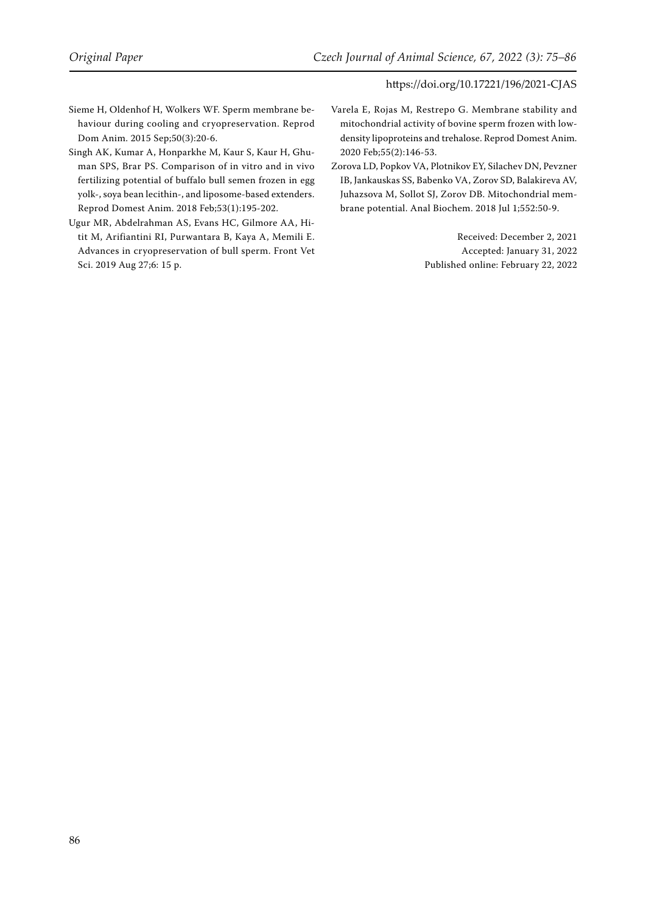Sieme H, Oldenhof H, Wolkers WF. Sperm membrane behaviour during cooling and cryopreservation. Reprod Dom Anim. 2015 Sep;50(3):20-6.

Singh AK, Kumar A, Honparkhe M, Kaur S, Kaur H, Ghuman SPS, Brar PS. Comparison of in vitro and in vivo fertilizing potential of buffalo bull semen frozen in egg yolk-, soya bean lecithin-, and liposome-based extenders. Reprod Domest Anim. 2018 Feb;53(1):195-202.

Ugur MR, Abdelrahman AS, Evans HC, Gilmore AA, Hitit M, Arifiantini RI, Purwantara B, Kaya A, Memili E. Advances in cryopreservation of bull sperm. Front Vet Sci. 2019 Aug 27;6: 15 p.

Varela E, Rojas M, Restrepo G. Membrane stability and mitochondrial activity of bovine sperm frozen with low-density lipoproteins and trehalose. Reprod Domest Anim. 2020 Feb;55(2):146-53.

Zorova LD, Popkov VA, Plotnikov EY, Silachev DN, Pevzner IB, Jankauskas SS, Babenko VA, Zorov SD, Balakireva AV, Juhazsova M, Sollot SJ, Zorov DB. Mitochondrial membrane potential. Anal Biochem. 2018 Jul 1;552:50-9.

Received: December 2, 2021
Accepted: January 31, 2022
Published online: February 22, 2022